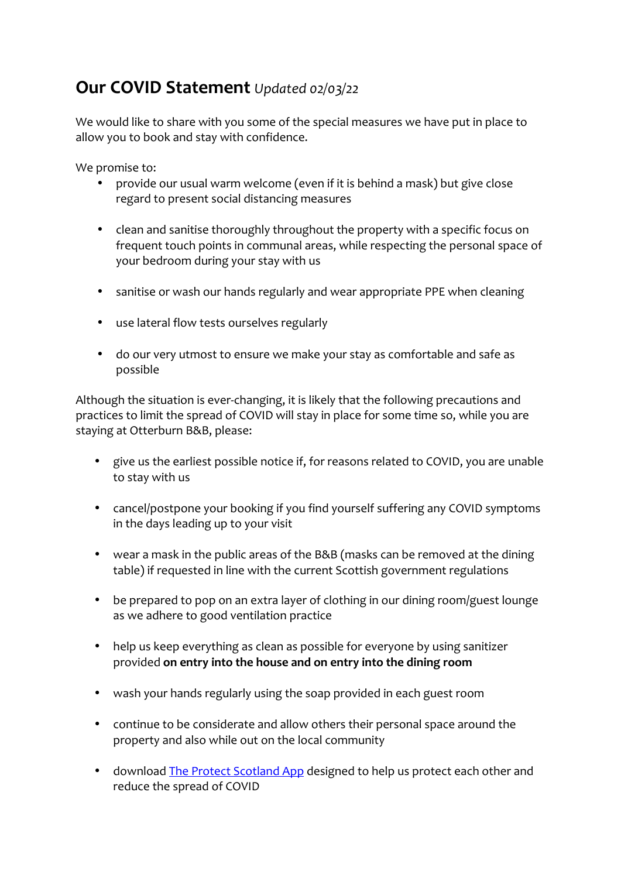# Our COVID Statement *Updated 02/03/22*

We would like to share with you some of the special measures we have put in place to allow you to book and stay with confidence.

We promise to:

- provide our usual warm welcome (even if it is behind a mask) but give close regard to present social distancing measures
- clean and sanitise thoroughly throughout the property with a specific focus on frequent touch points in communal areas, while respecting the personal space of your bedroom during your stay with us
- sanitise or wash our hands regularly and wear appropriate PPE when cleaning
- use lateral flow tests ourselves regularly
- do our very utmost to ensure we make your stay as comfortable and safe as possible

Although the situation is ever-changing, it is likely that the following precautions and practices to limit the spread of COVID will stay in place for some time so, while you are staying at Otterburn B&B, please:

- give us the earliest possible notice if, for reasons related to COVID, you are unable to stay with us
- cancel/postpone your booking if you find yourself suffering any COVID symptoms in the days leading up to your visit
- wear a mask in the public areas of the B&B (masks can be removed at the dining table) if requested in line with the current Scottish government regulations
- be prepared to pop on an extra layer of clothing in our dining room/guest lounge as we adhere to good ventilation practice
- help us keep everything as clean as possible for everyone by using sanitizer provided **on entry into the house and on entry into the dining room**
- wash your hands regularly using the soap provided in each guest room
- continue to be considerate and allow others their personal space around the property and also while out on the local community
- download The Protect Scotland App designed to help us protect each other and reduce the spread of COVID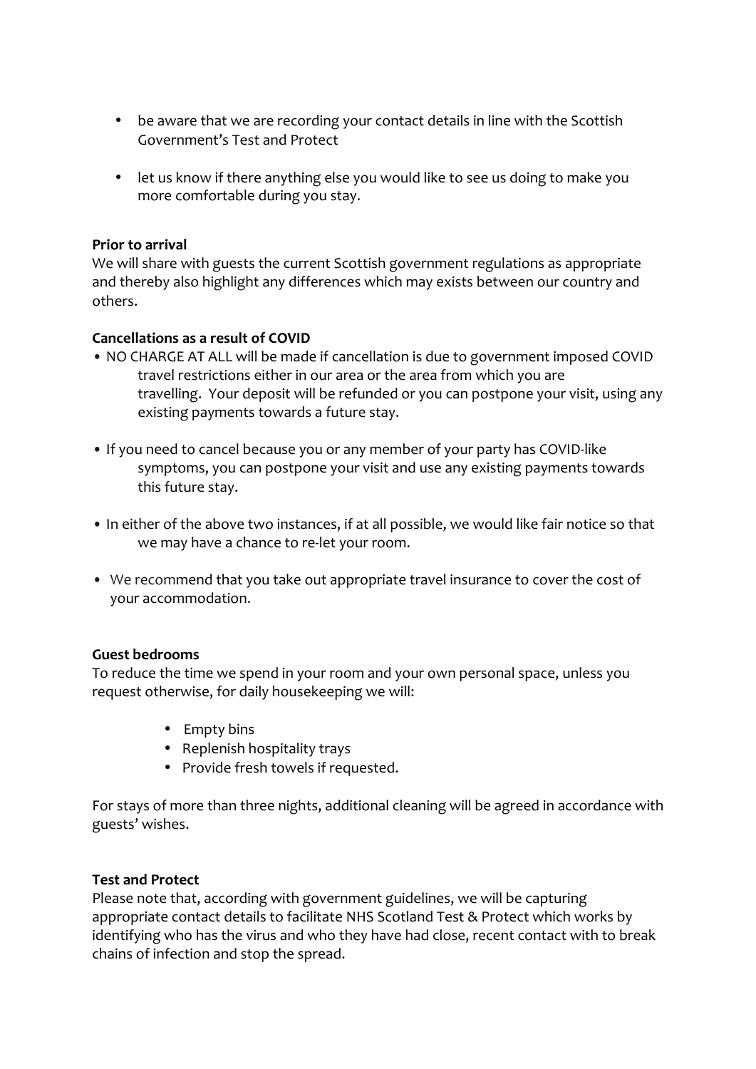- be aware that we are recording your contact details in line with the Scottish Government's Test and Protect

- let us know if there anything else you would like to see us doing to make you more comfortable during you stay.

**Prior to arrival**
We will share with guests the current Scottish government regulations as appropriate and thereby also highlight any differences which may exists between our country and others.

**Cancellations as a result of COVID**

- NO CHARGE AT ALL will be made if cancellation is due to government imposed COVID travel restrictions either in our area or the area from which you are travelling. Your deposit will be refunded or you can postpone your visit, using any existing payments towards a future stay.

- If you need to cancel because you or any member of your party has COVID-like symptoms, you can postpone your visit and use any existing payments towards this future stay.

- In either of the above two instances, if at all possible, we would like fair notice so that we may have a chance to re-let your room.

- We recommend that you take out appropriate travel insurance to cover the cost of your accommodation.

**Guest bedrooms**
To reduce the time we spend in your room and your own personal space, unless you request otherwise, for daily housekeeping we will:

- Empty bins
- Replenish hospitality trays
- Provide fresh towels if requested.

For stays of more than three nights, additional cleaning will be agreed in accordance with guests' wishes.

**Test and Protect**
Please note that, according with government guidelines, we will be capturing appropriate contact details to facilitate NHS Scotland Test & Protect which works by identifying who has the virus and who they have had close, recent contact with to break chains of infection and stop the spread.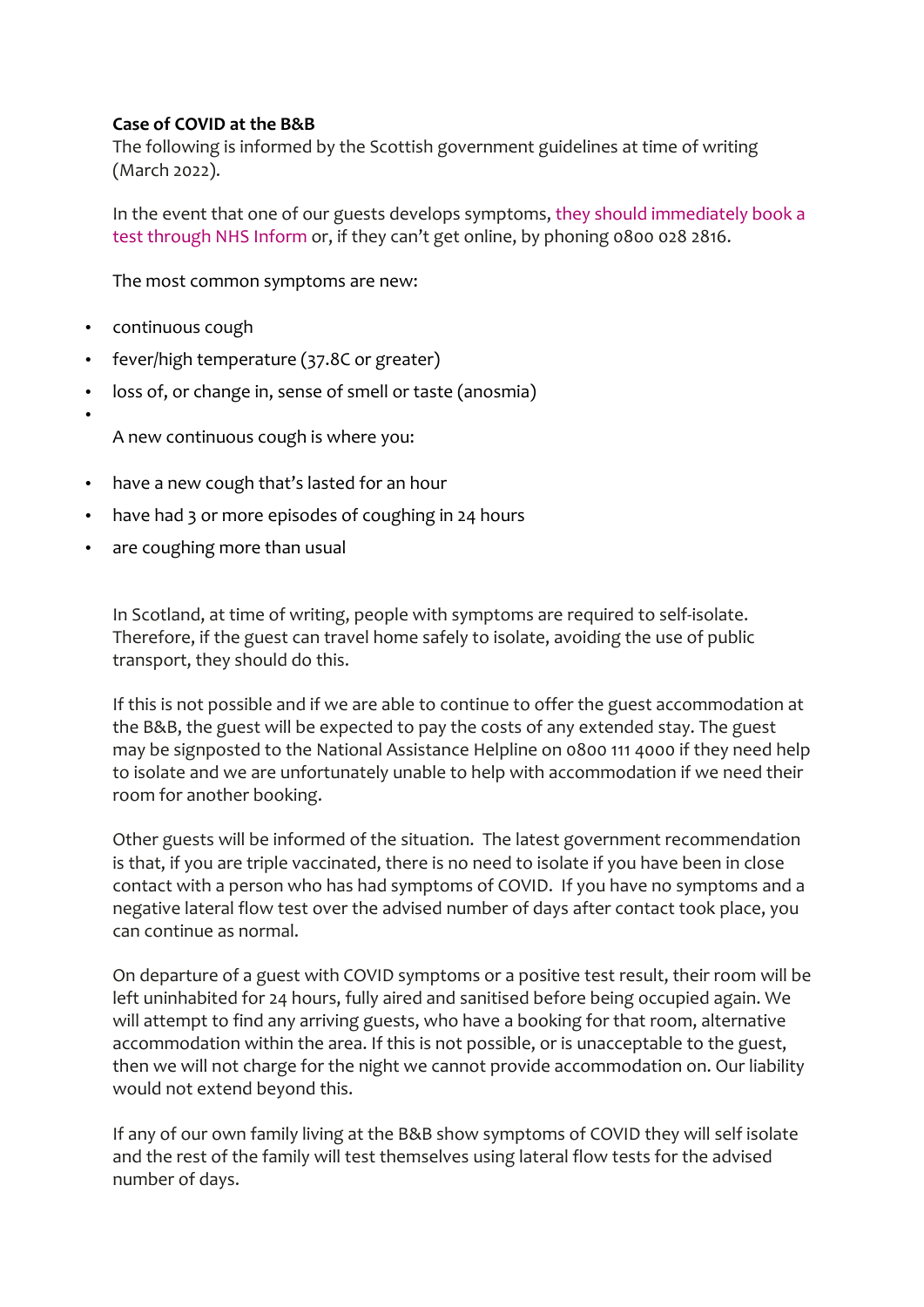**Case of COVID at the B&B**

The following is informed by the Scottish government guidelines at time of writing (March 2022).

In the event that one of our guests develops symptoms, they should immediately book a test through NHS Inform or, if they can't get online, by phoning 0800 028 2816.

The most common symptoms are new:

- continuous cough
- fever/high temperature (37.8C or greater)
- loss of, or change in, sense of smell or taste (anosmia)

A new continuous cough is where you:

- have a new cough that's lasted for an hour
- have had 3 or more episodes of coughing in 24 hours
- are coughing more than usual

In Scotland, at time of writing, people with symptoms are required to self-isolate. Therefore, if the guest can travel home safely to isolate, avoiding the use of public transport, they should do this.

If this is not possible and if we are able to continue to offer the guest accommodation at the B&B, the guest will be expected to pay the costs of any extended stay. The guest may be signposted to the National Assistance Helpline on 0800 111 4000 if they need help to isolate and we are unfortunately unable to help with accommodation if we need their room for another booking.

Other guests will be informed of the situation. The latest government recommendation is that, if you are triple vaccinated, there is no need to isolate if you have been in close contact with a person who has had symptoms of COVID. If you have no symptoms and a negative lateral flow test over the advised number of days after contact took place, you can continue as normal.

On departure of a guest with COVID symptoms or a positive test result, their room will be left uninhabited for 24 hours, fully aired and sanitised before being occupied again. We will attempt to find any arriving guests, who have a booking for that room, alternative accommodation within the area. If this is not possible, or is unacceptable to the guest, then we will not charge for the night we cannot provide accommodation on. Our liability would not extend beyond this.

If any of our own family living at the B&B show symptoms of COVID they will self isolate and the rest of the family will test themselves using lateral flow tests for the advised number of days.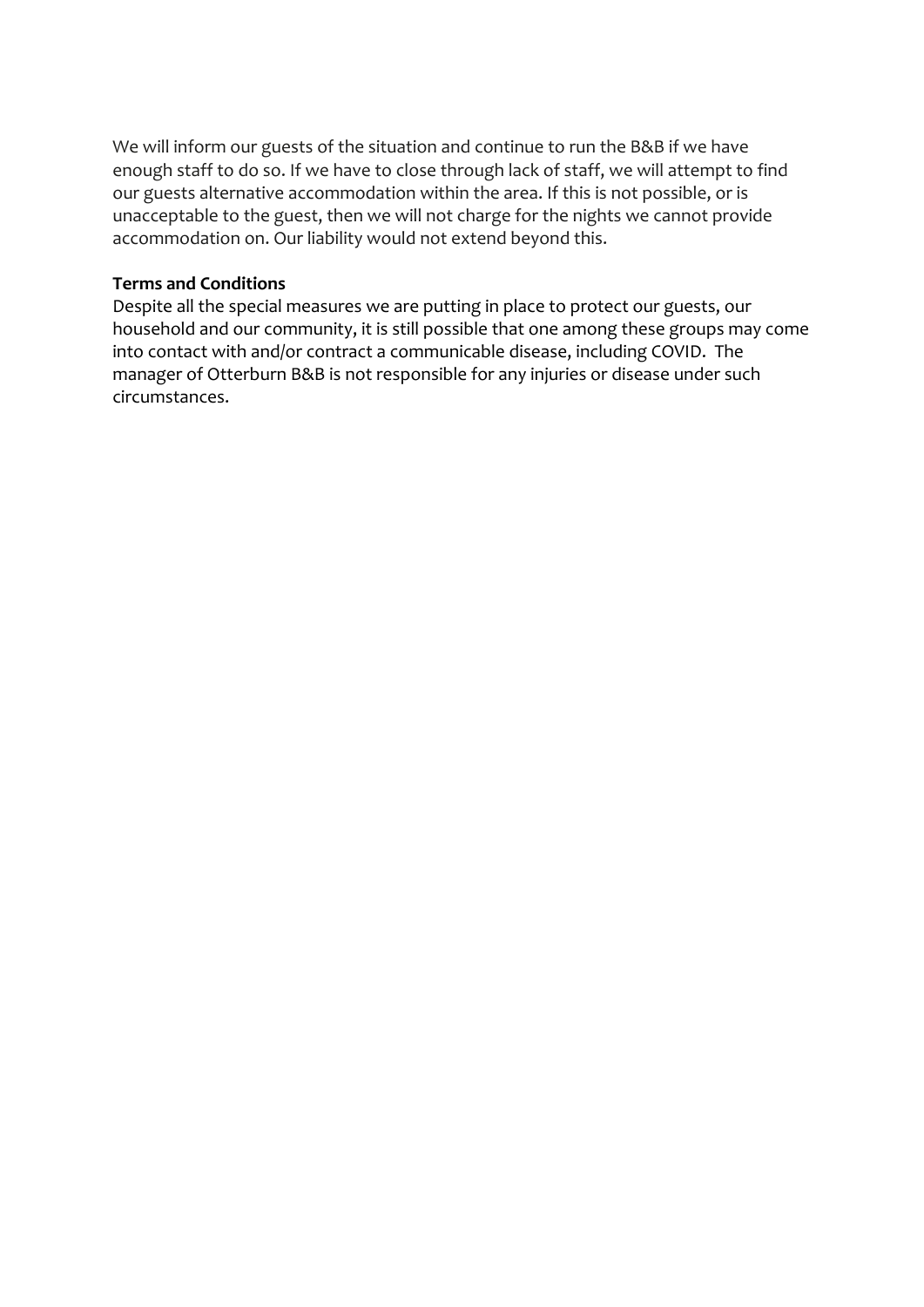We will inform our guests of the situation and continue to run the B&B if we have enough staff to do so. If we have to close through lack of staff, we will attempt to find our guests alternative accommodation within the area. If this is not possible, or is unacceptable to the guest, then we will not charge for the nights we cannot provide accommodation on. Our liability would not extend beyond this.

**Terms and Conditions**

Despite all the special measures we are putting in place to protect our guests, our household and our community, it is still possible that one among these groups may come into contact with and/or contract a communicable disease, including COVID. The manager of Otterburn B&B is not responsible for any injuries or disease under such circumstances.